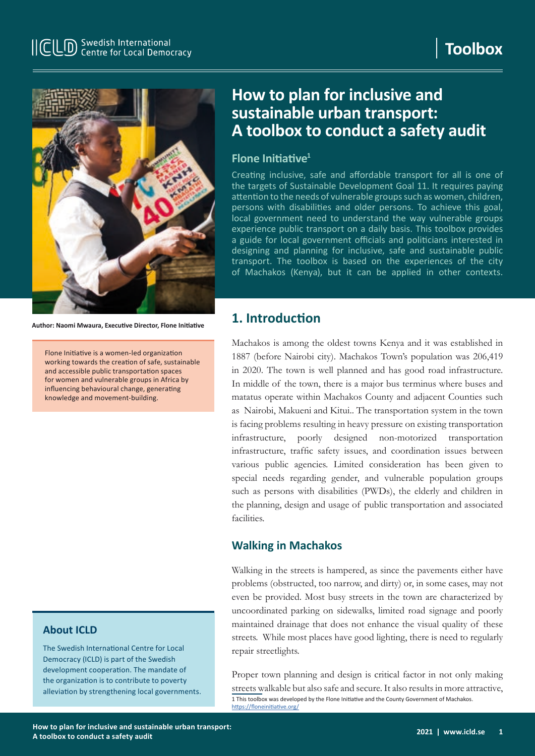# How to plan for inclusive and sustainable urban transport: A toolbox to conduct a safety audit

## Flone Initiative[1]

Creating inclusive, safe and affordable transport for all is one of the targets of Sustainable Development Goal 11. It requires paying attention to the needs of vulnerable groups such as women, children, persons with disabilities and older persons. To achieve this goal, local government need to understand the way vulnerable groups experience public transport on a daily basis. This toolbox provides a guide for local government officials and politicians interested in designing and planning for inclusive, safe and sustainable public transport. The toolbox is based on the experiences of the city of Machakos (Kenya), but it can be applied in other contexts.

**Author: Naomi Mwaura, Executive Director, Flone Initiative**

Flone Initiative is a women-led organization working towards the creation of safe, sustainable and accessible public transportation spaces for women and vulnerable groups in Africa by influencing behavioural change, generating knowledge and movement-building.

### About ICLD

The Swedish International Centre for Local Democracy (ICLD) is part of the Swedish development cooperation. The mandate of the organization is to contribute to poverty alleviation by strengthening local governments.

## 1. Introduction

Machakos is among the oldest towns Kenya and it was established in 1887 (before Nairobi city). Machakos Town's population was 206,419 in 2020. The town is well planned and has good road infrastructure. In middle of the town, there is a major bus terminus where buses and matatus operate within Machakos County and adjacent Counties such as Nairobi, Makueni and Kitui.. The transportation system in the town is facing problems resulting in heavy pressure on existing transportation infrastructure, poorly designed non-motorized transportation infrastructure, traffic safety issues, and coordination issues between various public agencies. Limited consideration has been given to special needs regarding gender, and vulnerable population groups such as persons with disabilities (PWDs), the elderly and children in the planning, design and usage of public transportation and associated facilities.

### Walking in Machakos

Walking in the streets is hampered, as since the pavements either have problems (obstructed, too narrow, and dirty) or, in some cases, may not even be provided. Most busy streets in the town are characterized by uncoordinated parking on sidewalks, limited road signage and poorly maintained drainage that does not enhance the visual quality of these streets. While most places have good lighting, there is need to regularly repair streetlights.

Proper town planning and design is critical factor in not only making streets walkable but also safe and secure. It also results in more attractive,

[1] This toolbox was developed by the Flone Initiative and the County Government of Machakos. https://floneinitiative.org/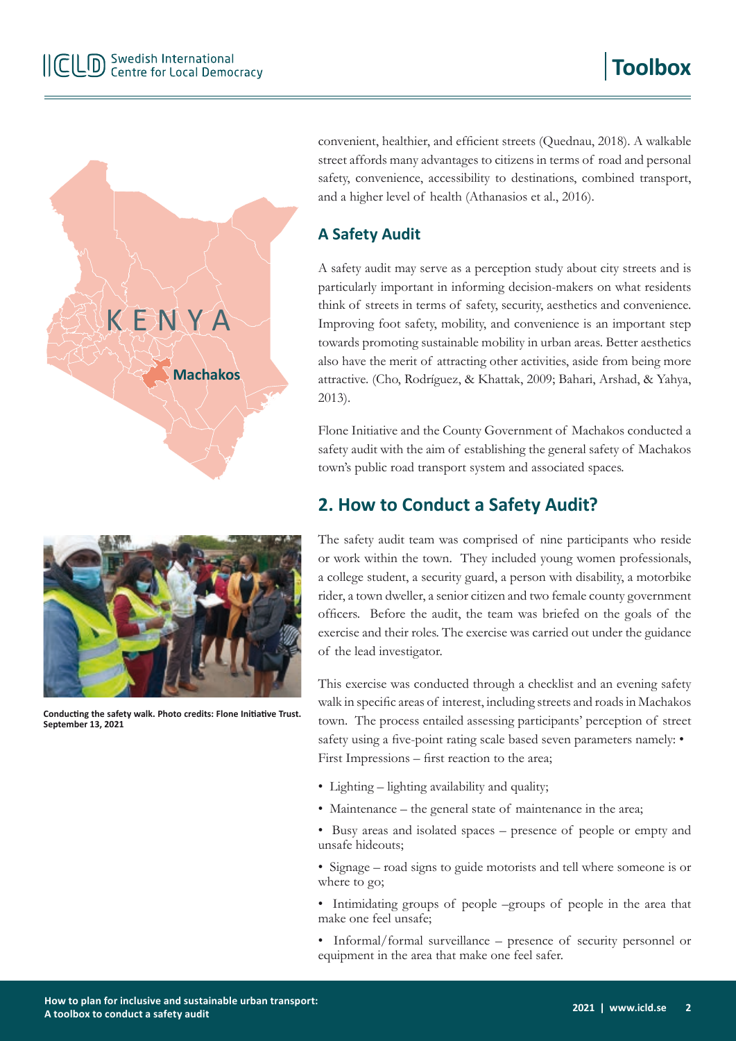convenient, healthier, and efficient streets (Quednau, 2018). A walkable street affords many advantages to citizens in terms of road and personal safety, convenience, accessibility to destinations, combined transport, and a higher level of health (Athanasios et al., 2016).

### A Safety Audit

A safety audit may serve as a perception study about city streets and is particularly important in informing decision-makers on what residents think of streets in terms of safety, security, aesthetics and convenience. Improving foot safety, mobility, and convenience is an important step towards promoting sustainable mobility in urban areas. Better aesthetics also have the merit of attracting other activities, aside from being more attractive. (Cho, Rodríguez, & Khattak, 2009; Bahari, Arshad, & Yahya, 2013).

Flone Initiative and the County Government of Machakos conducted a safety audit with the aim of establishing the general safety of Machakos town's public road transport system and associated spaces.

## 2. How to Conduct a Safety Audit?

The safety audit team was comprised of nine participants who reside or work within the town. They included young women professionals, a college student, a security guard, a person with disability, a motorbike rider, a town dweller, a senior citizen and two female county government officers. Before the audit, the team was briefed on the goals of the exercise and their roles. The exercise was carried out under the guidance of the lead investigator.

**Conducting the safety walk. Photo credits: Flone Initiative Trust. September 13, 2021**

This exercise was conducted through a checklist and an evening safety walk in specific areas of interest, including streets and roads in Machakos town. The process entailed assessing participants' perception of street safety using a five-point rating scale based seven parameters namely: • First Impressions – first reaction to the area;

- Lighting – lighting availability and quality;
- Maintenance – the general state of maintenance in the area;
- Busy areas and isolated spaces – presence of people or empty and unsafe hideouts;
- Signage – road signs to guide motorists and tell where someone is or where to go;
- Intimidating groups of people –groups of people in the area that make one feel unsafe;
- Informal/formal surveillance – presence of security personnel or equipment in the area that make one feel safer.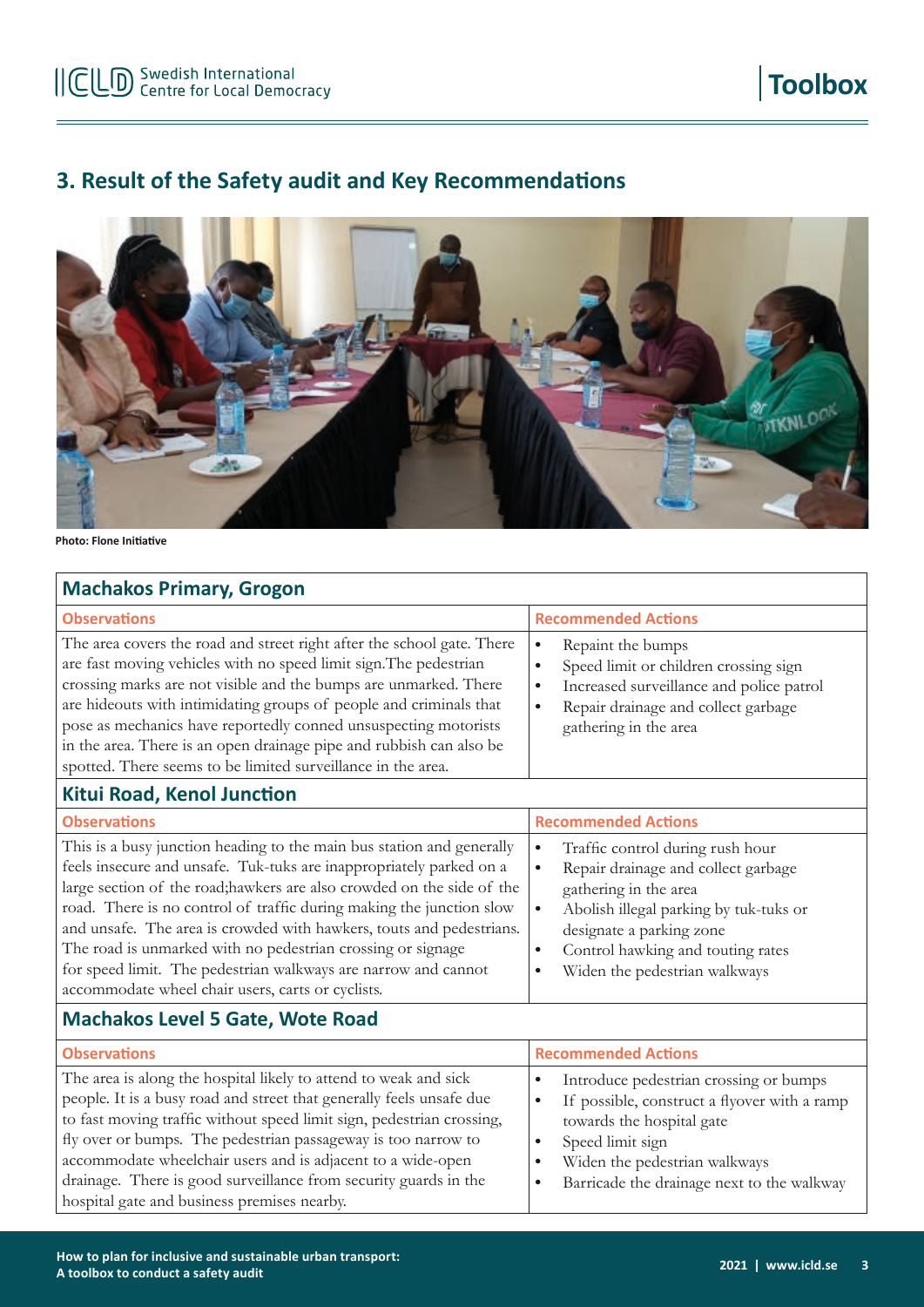## 3. Result of the Safety audit and Key Recommendations

Photo: Flone Initiative

### Machakos Primary, Grogon

| Observations | Recommended Actions |
|---|---|
| The area covers the road and street right after the school gate. There are fast moving vehicles with no speed limit sign.The pedestrian crossing marks are not visible and the bumps are unmarked. There are hideouts with intimidating groups of people and criminals that pose as mechanics have reportedly conned unsuspecting motorists in the area. There is an open drainage pipe and rubbish can also be spotted. There seems to be limited surveillance in the area. | • Repaint the bumps<br>• Speed limit or children crossing sign<br>• Increased surveillance and police patrol<br>• Repair drainage and collect garbage gathering in the area |

### Kitui Road, Kenol Junction

| Observations | Recommended Actions |
|---|---|
| This is a busy junction heading to the main bus station and generally feels insecure and unsafe. Tuk-tuks are inappropriately parked on a large section of the road;hawkers are also crowded on the side of the road. There is no control of traffic during making the junction slow and unsafe. The area is crowded with hawkers, touts and pedestrians. The road is unmarked with no pedestrian crossing or signage for speed limit. The pedestrian walkways are narrow and cannot accommodate wheel chair users, carts or cyclists. | • Traffic control during rush hour<br>• Repair drainage and collect garbage gathering in the area<br>• Abolish illegal parking by tuk-tuks or designate a parking zone<br>• Control hawking and touting rates<br>• Widen the pedestrian walkways |

### Machakos Level 5 Gate, Wote Road

| Observations | Recommended Actions |
|---|---|
| The area is along the hospital likely to attend to weak and sick people. It is a busy road and street that generally feels unsafe due to fast moving traffic without speed limit sign, pedestrian crossing, fly over or bumps. The pedestrian passageway is too narrow to accommodate wheelchair users and is adjacent to a wide-open drainage. There is good surveillance from security guards in the hospital gate and business premises nearby. | • Introduce pedestrian crossing or bumps<br>• If possible, construct a flyover with a ramp towards the hospital gate<br>• Speed limit sign<br>• Widen the pedestrian walkways<br>• Barricade the drainage next to the walkway |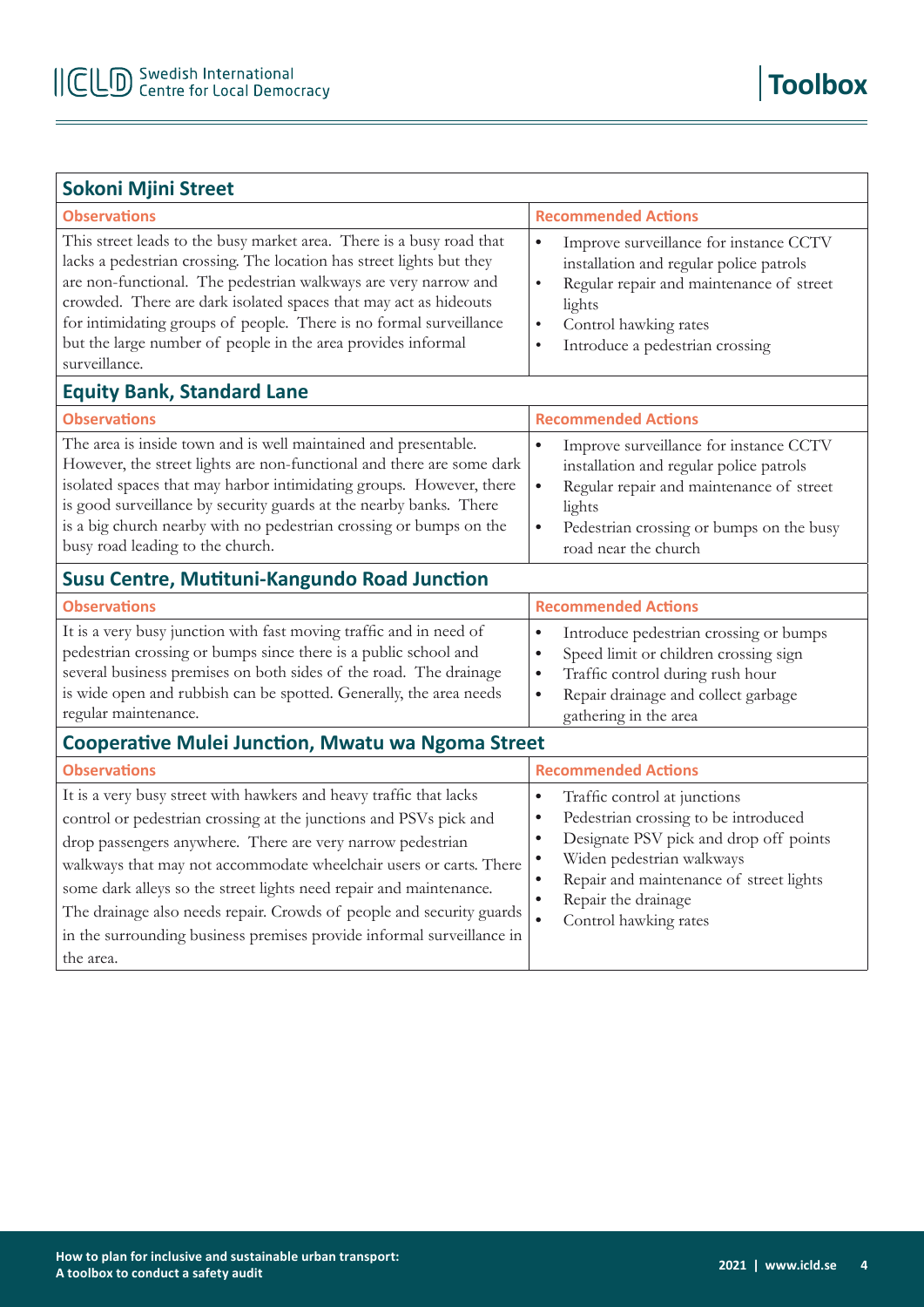| Sokoni Mjini Street | |
|---|---|
| **Observations** | **Recommended Actions** |
| This street leads to the busy market area. There is a busy road that lacks a pedestrian crossing. The location has street lights but they are non-functional. The pedestrian walkways are very narrow and crowded. There are dark isolated spaces that may act as hideouts for intimidating groups of people. There is no formal surveillance but the large number of people in the area provides informal surveillance. | • Improve surveillance for instance CCTV installation and regular police patrols<br>• Regular repair and maintenance of street lights<br>• Control hawking rates<br>• Introduce a pedestrian crossing |

| Equity Bank, Standard Lane | |
|---|---|
| **Observations** | **Recommended Actions** |
| The area is inside town and is well maintained and presentable. However, the street lights are non-functional and there are some dark isolated spaces that may harbor intimidating groups. However, there is good surveillance by security guards at the nearby banks. There is a big church nearby with no pedestrian crossing or bumps on the busy road leading to the church. | • Improve surveillance for instance CCTV installation and regular police patrols<br>• Regular repair and maintenance of street lights<br>• Pedestrian crossing or bumps on the busy road near the church |

| Susu Centre, Mutituni-Kangundo Road Junction | |
|---|---|
| **Observations** | **Recommended Actions** |
| It is a very busy junction with fast moving traffic and in need of pedestrian crossing or bumps since there is a public school and several business premises on both sides of the road. The drainage is wide open and rubbish can be spotted. Generally, the area needs regular maintenance. | • Introduce pedestrian crossing or bumps<br>• Speed limit or children crossing sign<br>• Traffic control during rush hour<br>• Repair drainage and collect garbage gathering in the area |

| Cooperative Mulei Junction, Mwatu wa Ngoma Street | |
|---|---|
| **Observations** | **Recommended Actions** |
| It is a very busy street with hawkers and heavy traffic that lacks control or pedestrian crossing at the junctions and PSVs pick and drop passengers anywhere. There are very narrow pedestrian walkways that may not accommodate wheelchair users or carts. There some dark alleys so the street lights need repair and maintenance. The drainage also needs repair. Crowds of people and security guards in the surrounding business premises provide informal surveillance in the area. | • Traffic control at junctions<br>• Pedestrian crossing to be introduced<br>• Designate PSV pick and drop off points<br>• Widen pedestrian walkways<br>• Repair and maintenance of street lights<br>• Repair the drainage<br>• Control hawking rates |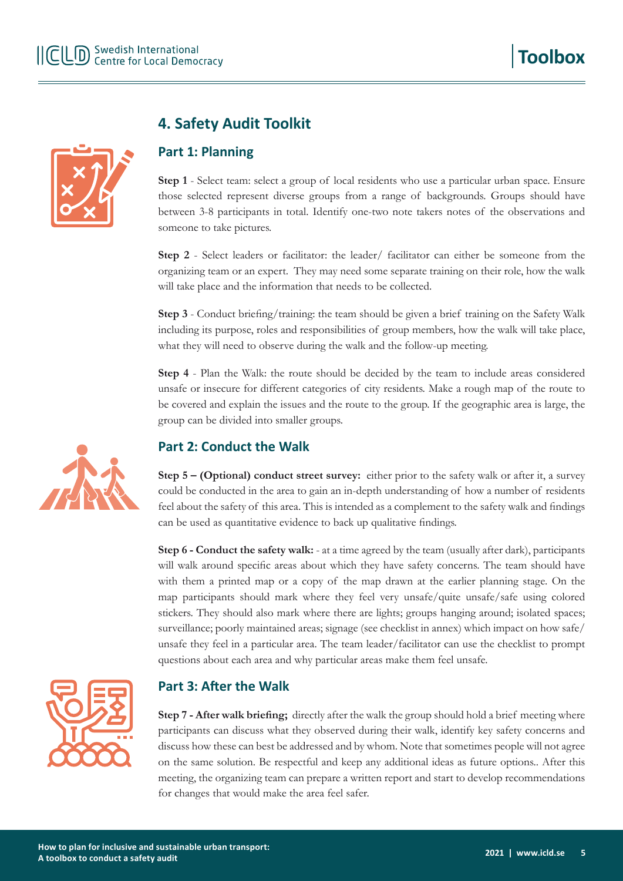## 4. Safety Audit Toolkit

### Part 1: Planning

**Step 1** - Select team: select a group of local residents who use a particular urban space. Ensure those selected represent diverse groups from a range of backgrounds. Groups should have between 3-8 participants in total. Identify one-two note takers notes of the observations and someone to take pictures.

**Step 2** - Select leaders or facilitator: the leader/ facilitator can either be someone from the organizing team or an expert. They may need some separate training on their role, how the walk will take place and the information that needs to be collected.

**Step 3** - Conduct briefing/training: the team should be given a brief training on the Safety Walk including its purpose, roles and responsibilities of group members, how the walk will take place, what they will need to observe during the walk and the follow-up meeting.

**Step 4** - Plan the Walk: the route should be decided by the team to include areas considered unsafe or insecure for different categories of city residents. Make a rough map of the route to be covered and explain the issues and the route to the group. If the geographic area is large, the group can be divided into smaller groups.

### Part 2: Conduct the Walk

**Step 5 – (Optional) conduct street survey:** either prior to the safety walk or after it, a survey could be conducted in the area to gain an in-depth understanding of how a number of residents feel about the safety of this area. This is intended as a complement to the safety walk and findings can be used as quantitative evidence to back up qualitative findings.

**Step 6 - Conduct the safety walk:** - at a time agreed by the team (usually after dark), participants will walk around specific areas about which they have safety concerns. The team should have with them a printed map or a copy of the map drawn at the earlier planning stage. On the map participants should mark where they feel very unsafe/quite unsafe/safe using colored stickers. They should also mark where there are lights; groups hanging around; isolated spaces; surveillance; poorly maintained areas; signage (see checklist in annex) which impact on how safe/ unsafe they feel in a particular area. The team leader/facilitator can use the checklist to prompt questions about each area and why particular areas make them feel unsafe.

### Part 3: After the Walk

**Step 7 - After walk briefing;** directly after the walk the group should hold a brief meeting where participants can discuss what they observed during their walk, identify key safety concerns and discuss how these can best be addressed and by whom. Note that sometimes people will not agree on the same solution. Be respectful and keep any additional ideas as future options.. After this meeting, the organizing team can prepare a written report and start to develop recommendations for changes that would make the area feel safer.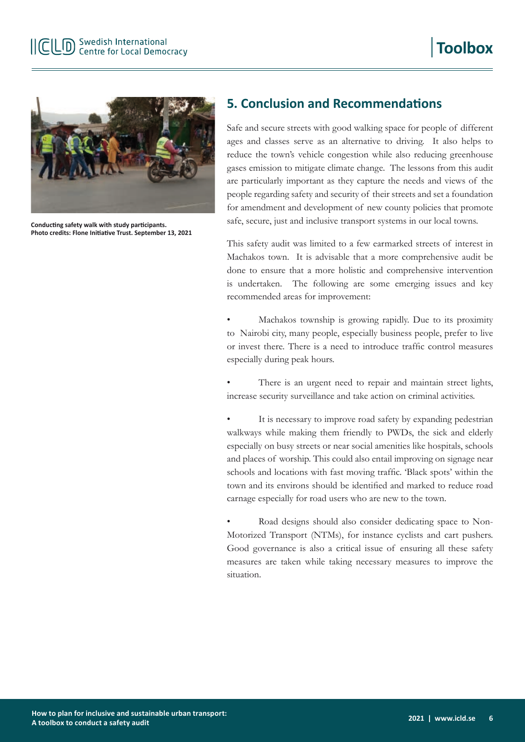## 5. Conclusion and Recommendations

Safe and secure streets with good walking space for people of different ages and classes serve as an alternative to driving. It also helps to reduce the town's vehicle congestion while also reducing greenhouse gases emission to mitigate climate change. The lessons from this audit are particularly important as they capture the needs and views of the people regarding safety and security of their streets and set a foundation for amendment and development of new county policies that promote safe, secure, just and inclusive transport systems in our local towns.

**Conducting safety walk with study participants.**
**Photo credits: Flone Initiative Trust. September 13, 2021**

This safety audit was limited to a few earmarked streets of interest in Machakos town. It is advisable that a more comprehensive audit be done to ensure that a more holistic and comprehensive intervention is undertaken. The following are some emerging issues and key recommended areas for improvement:

- Machakos township is growing rapidly. Due to its proximity to Nairobi city, many people, especially business people, prefer to live or invest there. There is a need to introduce traffic control measures especially during peak hours.
- There is an urgent need to repair and maintain street lights, increase security surveillance and take action on criminal activities.
- It is necessary to improve road safety by expanding pedestrian walkways while making them friendly to PWDs, the sick and elderly especially on busy streets or near social amenities like hospitals, schools and places of worship. This could also entail improving on signage near schools and locations with fast moving traffic. 'Black spots' within the town and its environs should be identified and marked to reduce road carnage especially for road users who are new to the town.
- Road designs should also consider dedicating space to Non-Motorized Transport (NTMs), for instance cyclists and cart pushers. Good governance is also a critical issue of ensuring all these safety measures are taken while taking necessary measures to improve the situation.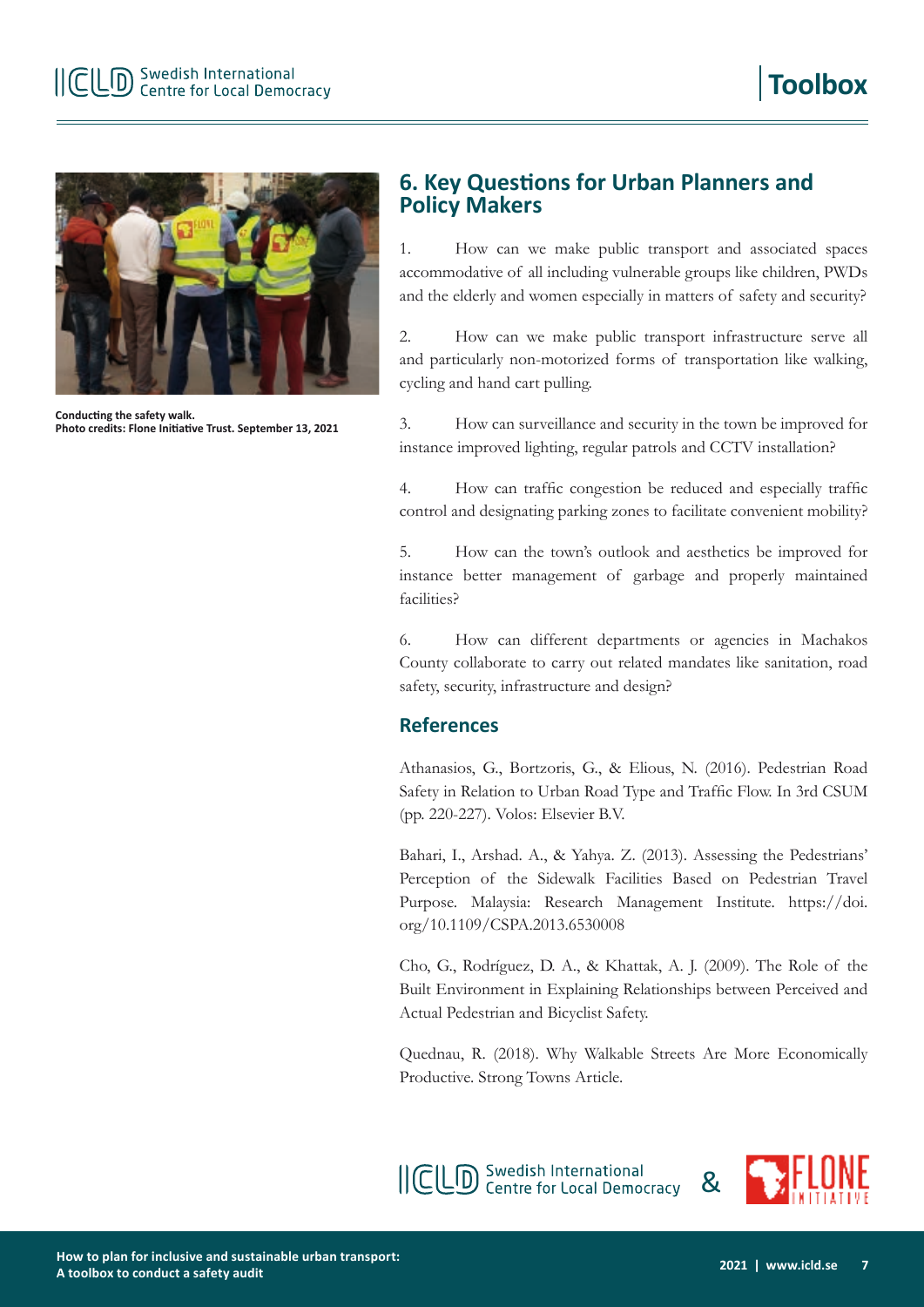Conducting the safety walk.
Photo credits: Flone Initiative Trust. September 13, 2021

## 6. Key Questions for Urban Planners and Policy Makers

1. How can we make public transport and associated spaces accommodative of all including vulnerable groups like children, PWDs and the elderly and women especially in matters of safety and security?

2. How can we make public transport infrastructure serve all and particularly non-motorized forms of transportation like walking, cycling and hand cart pulling.

3. How can surveillance and security in the town be improved for instance improved lighting, regular patrols and CCTV installation?

4. How can traffic congestion be reduced and especially traffic control and designating parking zones to facilitate convenient mobility?

5. How can the town's outlook and aesthetics be improved for instance better management of garbage and properly maintained facilities?

6. How can different departments or agencies in Machakos County collaborate to carry out related mandates like sanitation, road safety, security, infrastructure and design?

## References

Athanasios, G., Bortzoris, G., & Elious, N. (2016). Pedestrian Road Safety in Relation to Urban Road Type and Traffic Flow. In 3rd CSUM (pp. 220-227). Volos: Elsevier B.V.

Bahari, I., Arshad. A., & Yahya. Z. (2013). Assessing the Pedestrians' Perception of the Sidewalk Facilities Based on Pedestrian Travel Purpose. Malaysia: Research Management Institute. https://doi.org/10.1109/CSPA.2013.6530008

Cho, G., Rodríguez, D. A., & Khattak, A. J. (2009). The Role of the Built Environment in Explaining Relationships between Perceived and Actual Pedestrian and Bicyclist Safety.

Quednau, R. (2018). Why Walkable Streets Are More Economically Productive. Strong Towns Article.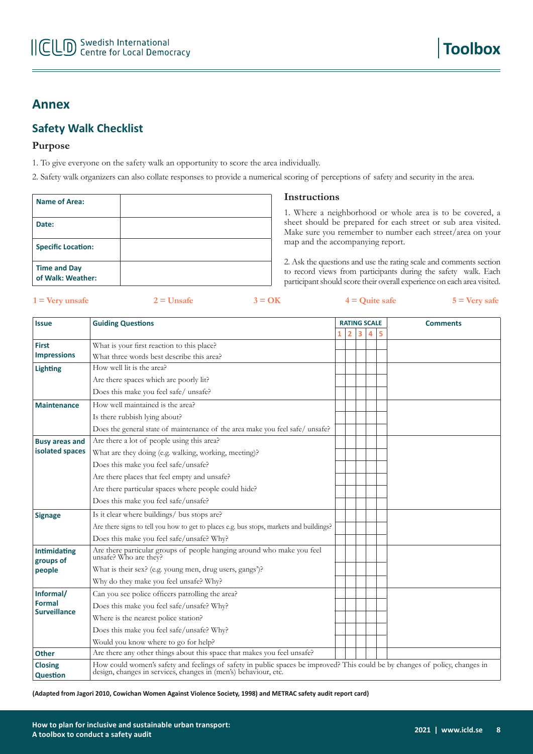# Annex

## Safety Walk Checklist

### Purpose

1. To give everyone on the safety walk an opportunity to score the area individually.
2. Safety walk organizers can also collate responses to provide a numerical scoring of perceptions of safety and security in the area.

| | |
|---|---|
| **Name of Area:** | |
| **Date:** | |
| **Specific Location:** | |
| **Time and Day of Walk: Weather:** | |

### Instructions

1. Where a neighborhood or whole area is to be covered, a sheet should be prepared for each street or sub area visited. Make sure you remember to number each street/area on your map and the accompanying report.

2. Ask the questions and use the rating scale and comments section to record views from participants during the safety walk. Each participant should score their overall experience on each area visited.

1 = Very unsafe    2 = Unsafe    3 = OK    4 = Quite safe    5 = Very safe

| Issue | Guiding Questions | RATING SCALE | | | | | Comments |
|---|---|---|---|---|---|---|---|
| | | 1 | 2 | 3 | 4 | 5 | |
| **First Impressions** | What is your first reaction to this place? | | | | | | |
| | What three words best describe this area? | | | | | | |
| **Lighting** | How well lit is the area? | | | | | | |
| | Are there spaces which are poorly lit? | | | | | | |
| | Does this make you feel safe/ unsafe? | | | | | | |
| **Maintenance** | How well maintained is the area? | | | | | | |
| | Is there rubbish lying about? | | | | | | |
| | Does the general state of maintenance of the area make you feel safe/ unsafe? | | | | | | |
| **Busy areas and isolated spaces** | Are there a lot of people using this area? | | | | | | |
| | What are they doing (e.g. walking, working, meeting)? | | | | | | |
| | Does this make you feel safe/unsafe? | | | | | | |
| | Are there places that feel empty and unsafe? | | | | | | |
| | Are there particular spaces where people could hide? | | | | | | |
| | Does this make you feel safe/unsafe? | | | | | | |
| **Signage** | Is it clear where buildings/ bus stops are? | | | | | | |
| | Are there signs to tell you how to get to places e.g. bus stops, markets and buildings? | | | | | | |
| | Does this make you feel safe/unsafe? Why? | | | | | | |
| **Intimidating groups of people** | Are there particular groups of people hanging around who make you feel unsafe? Who are they? | | | | | | |
| | What is their sex? (e.g. young men, drug users, gangs')? | | | | | | |
| | Why do they make you feel unsafe? Why? | | | | | | |
| **Informal/ Formal Surveillance** | Can you see police officers patrolling the area? | | | | | | |
| | Does this make you feel safe/unsafe? Why? | | | | | | |
| | Where is the nearest police station? | | | | | | |
| | Does this make you feel safe/unsafe? Why? | | | | | | |
| | Would you know where to go for help? | | | | | | |
| **Other** | Are there any other things about this space that makes you feel unsafe? | | | | | | |
| **Closing Question** | How could women's safety and feelings of safety in public spaces be improved? This could be by changes of policy, changes in design, changes in services, changes in (men's) behaviour, etc. | | | | | | |

**(Adapted from Jagori 2010, Cowichan Women Against Violence Society, 1998) and METRAC safety audit report card)**